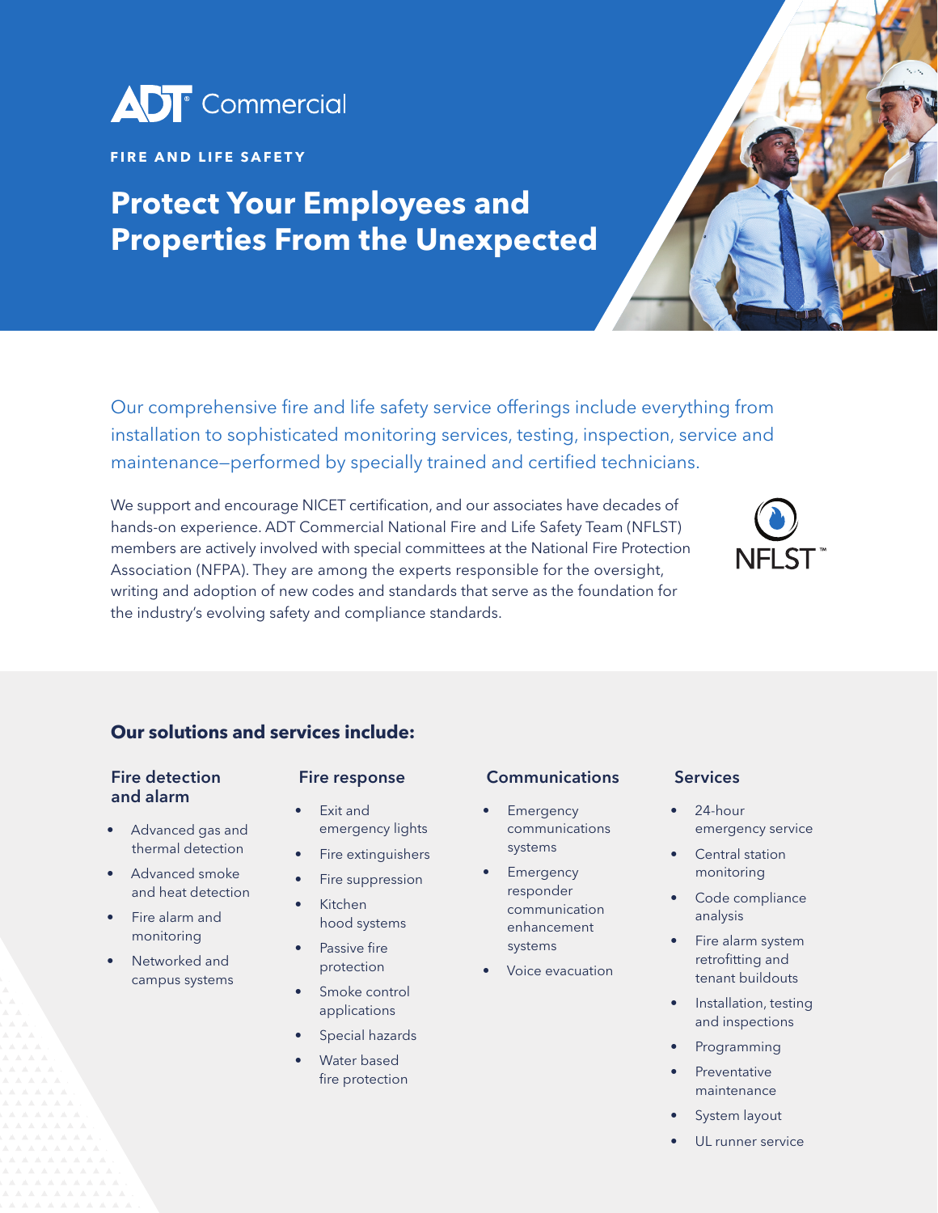ADT Commercial

**FIRE AND LIFE SAFETY**

# Protect Your Employees and Properties From the Unexpected

Our comprehensive fire and life safety service offerings include everything from installation to sophisticated monitoring services, testing, inspection, service and maintenance—performed by specially trained and certified technicians.

We support and encourage NICET certification, and our associates have decades of hands-on experience. ADT Commercial National Fire and Life Safety Team (NFLST) members are actively involved with special committees at the National Fire Protection Association (NFPA). They are among the experts responsible for the oversight, writing and adoption of new codes and standards that serve as the foundation for the industry's evolving safety and compliance standards.

NFLST™

## Our solutions and services include:

### Fire detection and alarm

- Advanced gas and thermal detection
- Advanced smoke and heat detection
- Fire alarm and monitoring
- Networked and campus systems

### Fire response

- Exit and emergency lights
- Fire extinguishers
- Fire suppression
- Kitchen hood systems
- Passive fire protection
- Smoke control applications
- Special hazards
- Water based fire protection

### Communications

- Emergency communications systems
- Emergency responder communication enhancement systems
- Voice evacuation

### Services

- 24-hour emergency service
- Central station monitoring
- Code compliance analysis
- Fire alarm system retrofitting and tenant buildouts
- Installation, testing and inspections
- Programming
- Preventative maintenance
- System layout
- UL runner service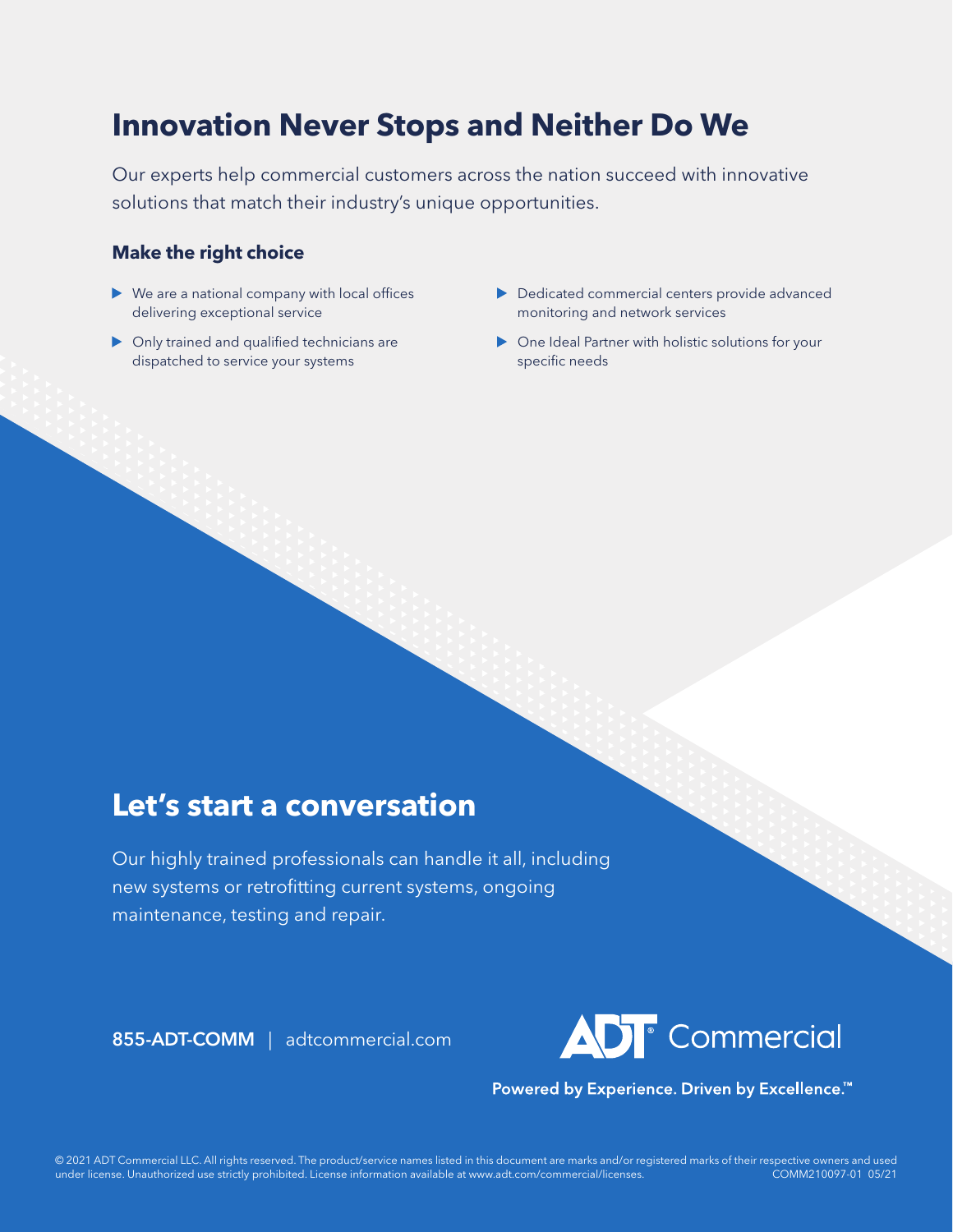# Innovation Never Stops and Neither Do We

Our experts help commercial customers across the nation succeed with innovative solutions that match their industry's unique opportunities.

### Make the right choice

- We are a national company with local offices delivering exceptional service
- Only trained and qualified technicians are dispatched to service your systems
- Dedicated commercial centers provide advanced monitoring and network services
- One Ideal Partner with holistic solutions for your specific needs

## Let's start a conversation

Our highly trained professionals can handle it all, including new systems or retrofitting current systems, ongoing maintenance, testing and repair.

**855-ADT-COMM** | adtcommercial.com

ADT® Commercial

**Powered by Experience. Driven by Excellence.™**

© 2021 ADT Commercial LLC. All rights reserved. The product/service names listed in this document are marks and/or registered marks of their respective owners and used under license. Unauthorized use strictly prohibited. License information available at www.adt.com/commercial/licenses. COMM210097-01 05/21